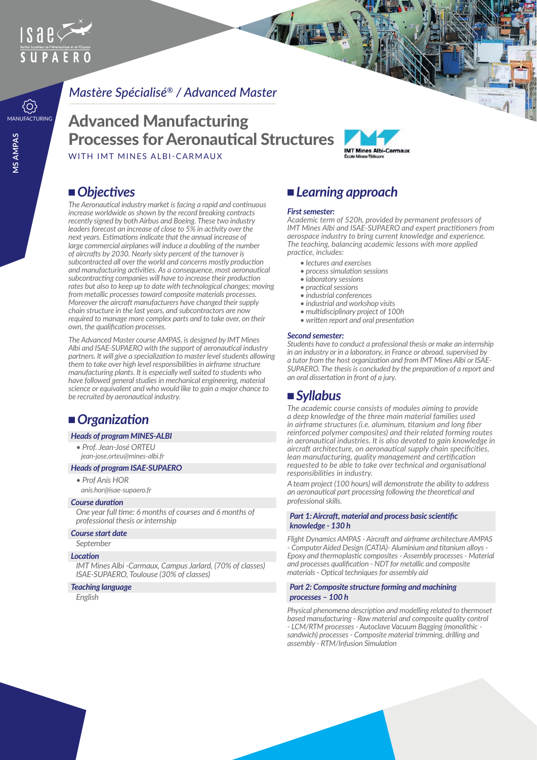MANUFACTURING

MS AMPAS

*Mastère Spécialisé® / Advanced Master*

# Advanced Manufacturing Processes for Aeronautical Structures

WITH IMT MINES ALBI-CARMAUX

## Objectives

*The Aeronautical industry market is facing a rapid and continuous increase worldwide as shown by the record breaking contracts recently signed by both Airbus and Boeing. These two industry leaders forecast an increase of close to 5% in activity over the next years. Estimations indicate that the annual increase of large commercial airplanes will induce a doubling of the number of aircrafts by 2030. Nearly sixty percent of the turnover is subcontracted all over the world and concerns mostly production and manufacturing activities. As a consequence, most aeronautical subcontracting companies will have to increase their production rates but also to keep up to date with technological changes; moving from metallic processes toward composite materials processes. Moreover the aircraft manufacturers have changed their supply chain structure in the last years, and subcontractors are now required to manage more complex parts and to take over, on their own, the qualification processes.*

*The Advanced Master course AMPAS, is designed by IMT Mines Albi and ISAE-SUPAERO with the support of aeronautical industry partners. It will give a specialization to master level students allowing them to take over high level responsibilities in airframe structure manufacturing plants. It is especially well suited to students who have followed general studies in mechanical engineering, material science or equivalent and who would like to gain a major chance to be recruited by aeronautical industry.*

## Organization

**Heads of program MINES-ALBI**

- *Prof. Jean-José ORTEU*
  *jean-jose.orteu@mines-albi.fr*

**Heads of program ISAE-SUPAERO**

- *Prof Anis HOR*
  *anis.hor@isae-supaero.fr*

**Course duration**

*One year full time: 6 months of courses and 6 months of professional thesis or internship*

**Course start date**

*September*

**Location**

*IMT Mines Albi -Carmaux, Campus Jarlard, (70% of classes)*
*ISAE-SUPAERO, Toulouse (30% of classes)*

**Teaching language**

*English*

## Learning approach

**First semester:**

*Academic term of 520h, provided by permanent professors of IMT Mines Albi and ISAE-SUPAERO and expert practitioners from aerospace industry to bring current knowledge and experience. The teaching, balancing academic lessons with more applied practice, includes:*

- *lectures and exercises*
- *process simulation sessions*
- *laboratory sessions*
- *practical sessions*
- *industrial conferences*
- *industrial and workshop visits*
- *multidisciplinary project of 100h*
- *written report and oral presentation*

**Second semester:**

*Students have to conduct a professional thesis or make an internship in an industry or in a laboratory, in France or abroad, supervised by a tutor from the host organization and from IMT Mines Albi or ISAE-SUPAERO. The thesis is concluded by the preparation of a report and an oral dissertation in front of a jury.*

## Syllabus

*The academic course consists of modules aiming to provide a deep knowledge of the three main material families used in airframe structures (i.e. aluminum, titanium and long fiber reinforced polymer composites) and their related forming routes in aeronautical industries. It is also devoted to gain knowledge in aircraft architecture, on aeronautical supply chain specificities, lean manufacturing, quality management and certification requested to be able to take over technical and organisational responsibilities in industry.*

*A team project (100 hours) will demonstrate the ability to address an aeronautical part processing following the theoretical and professional skills.*

**Part 1: Aircraft, material and process basic scientific knowledge - 130 h**

*Flight Dynamics AMPAS - Aircraft and airframe architecture AMPAS - Computer Aided Design (CATIA)- Aluminium and titanium alloys - Epoxy and thermoplastic composites - Assembly processes - Material and processes qualification - NDT for metallic and composite materials - Optical techniques for assembly aid*

**Part 2: Composite structure forming and machining processes – 100 h**

*Physical phenomena description and modelling related to thermoset based manufacturing - Raw material and composite quality control - LCM/RTM processes - Autoclave Vacuum Bagging (monolithic - sandwich) processes - Composite material trimming, drilling and assembly - RTM/Infusion Simulation*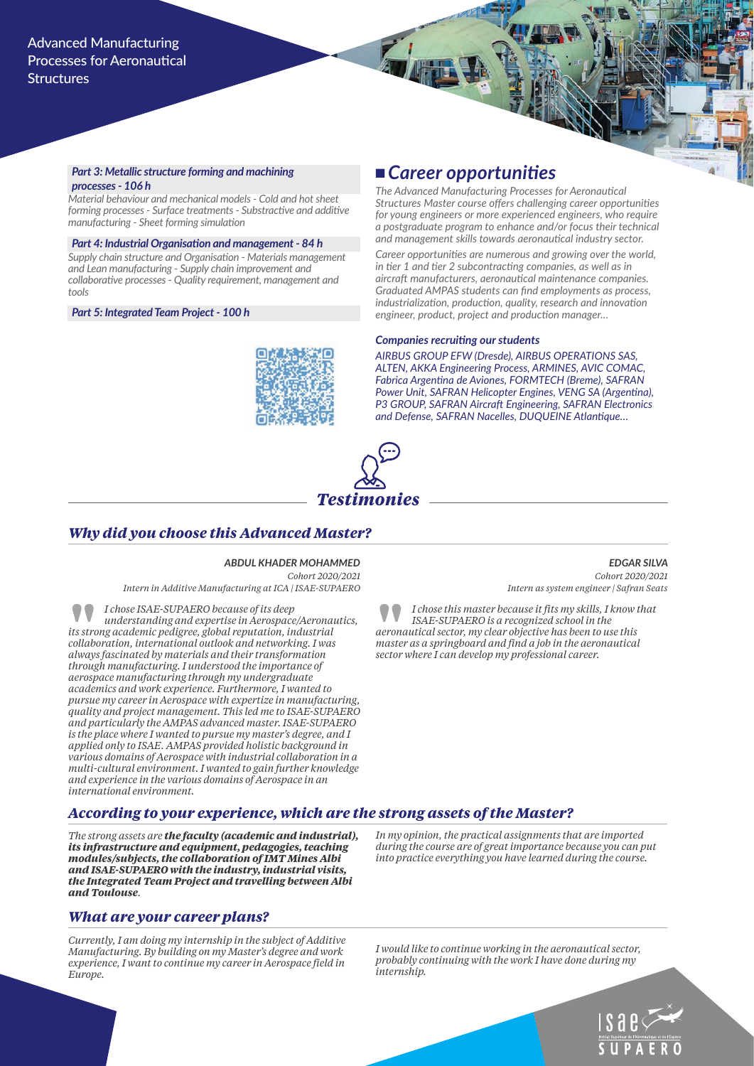Advanced Manufacturing Processes for Aeronautical Structures

**Part 3: Metallic structure forming and machining processes - 106 h**

*Material behaviour and mechanical models - Cold and hot sheet forming processes - Surface treatments - Substractive and additive manufacturing - Sheet forming simulation*

**Part 4: Industrial Organisation and management - 84 h**

*Supply chain structure and Organisation - Materials management and Lean manufacturing - Supply chain improvement and collaborative processes - Quality requirement, management and tools*

**Part 5: Integrated Team Project - 100 h**

## Career opportunities

*The Advanced Manufacturing Processes for Aeronautical Structures Master course offers challenging career opportunities for young engineers or more experienced engineers, who require a postgraduate program to enhance and/or focus their technical and management skills towards aeronautical industry sector.*

*Career opportunities are numerous and growing over the world, in tier 1 and tier 2 subcontracting companies, as well as in aircraft manufacturers, aeronautical maintenance companies. Graduated AMPAS students can find employments as process, industrialization, production, quality, research and innovation engineer, product, project and production manager...*

**Companies recruiting our students**

*AIRBUS GROUP EFW (Dresde), AIRBUS OPERATIONS SAS, ALTEN, AKKA Engineering Process, ARMINES, AVIC COMAC, Fabrica Argentina de Aviones, FORMTECH (Breme), SAFRAN Power Unit, SAFRAN Helicopter Engines, VENG SA (Argentina), P3 GROUP, SAFRAN Aircraft Engineering, SAFRAN Electronics and Defense, SAFRAN Nacelles, DUQUEINE Atlantique...*

## Testimonies

### Why did you choose this Advanced Master?

**ABDUL KHADER MOHAMMED**
*Cohort 2020/2021*
*Intern in Additive Manufacturing at ICA | ISAE-SUPAERO*

*I chose ISAE-SUPAERO because of its deep understanding and expertise in Aerospace/Aeronautics, its strong academic pedigree, global reputation, industrial collaboration, international outlook and networking. I was always fascinated by materials and their transformation through manufacturing. I understood the importance of aerospace manufacturing through my undergraduate academics and work experience. Furthermore, I wanted to pursue my career in Aerospace with expertize in manufacturing, quality and project management. This led me to ISAE-SUPAERO and particularly the AMPAS advanced master. ISAE-SUPAERO is the place where I wanted to pursue my master's degree, and I applied only to ISAE. AMPAS provided holistic background in various domains of Aerospace with industrial collaboration in a multi-cultural environment. I wanted to gain further knowledge and experience in the various domains of Aerospace in an international environment.*

**EDGAR SILVA**
*Cohort 2020/2021*
*Intern as system engineer | Safran Seats*

*I chose this master because it fits my skills, I know that ISAE-SUPAERO is a recognized school in the aeronautical sector, my clear objective has been to use this master as a springboard and find a job in the aeronautical sector where I can develop my professional career.*

### According to your experience, which are the strong assets of the Master?

*The strong assets are **the faculty (academic and industrial), its infrastructure and equipment, pedagogies, teaching modules/subjects, the collaboration of IMT Mines Albi and ISAE-SUPAERO with the industry, industrial visits, the Integrated Team Project and travelling between Albi and Toulouse**.*

*In my opinion, the practical assignments that are imported during the course are of great importance because you can put into practice everything you have learned during the course.*

### What are your career plans?

*Currently, I am doing my internship in the subject of Additive Manufacturing. By building on my Master's degree and work experience, I want to continue my career in Aerospace field in Europe.*

*I would like to continue working in the aeronautical sector, probably continuing with the work I have done during my internship.*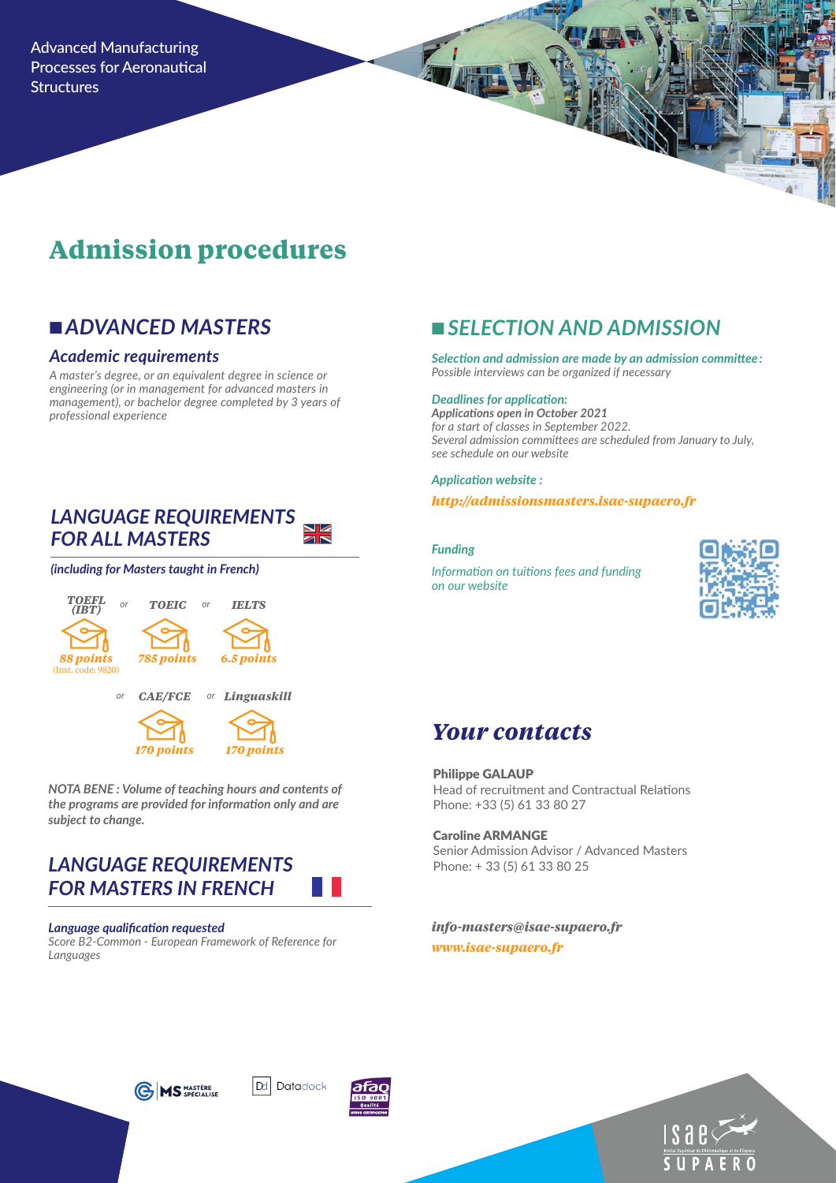Advanced Manufacturing Processes for Aeronautical Structures

# Admission procedures

## ■ ADVANCED MASTERS

### Academic requirements

*A master's degree, or an equivalent degree in science or engineering (or in management for advanced masters in management), or bachelor degree completed by 3 years of professional experience*

## LANGUAGE REQUIREMENTS FOR ALL MASTERS

*(including for Masters taught in French)*

**TOEFL (IBT)** – 88 points (Inst. code: 9820)
or **TOEIC** – 785 points
or **IELTS** – 6.5 points
or **CAE/FCE** – 170 points
or **Linguaskill** – 170 points

***NOTA BENE : Volume of teaching hours and contents of the programs are provided for information only and are subject to change.***

## LANGUAGE REQUIREMENTS FOR MASTERS IN FRENCH

*Language qualification requested*
*Score B2-Common - European Framework of Reference for Languages*

## ■ SELECTION AND ADMISSION

*Selection and admission are made by an admission committee:*
*Possible interviews can be organized if necessary*

*Deadlines for application:*
***Applications open in October 2021***
*for a start of classes in September 2022.*
*Several admission committees are scheduled from January to July, see schedule on our website*

*Application website :*
***http://admissionsmasters.isae-supaero.fr***

*Funding*

*Information on tuitions fees and funding on our website*

## *Your contacts*

**Philippe GALAUP**
Head of recruitment and Contractual Relations
Phone: +33 (5) 61 33 80 27

**Caroline ARMANGE**
Senior Admission Advisor / Advanced Masters
Phone: + 33 (5) 61 33 80 25

***info-masters@isae-supaero.fr***
***www.isae-supaero.fr***